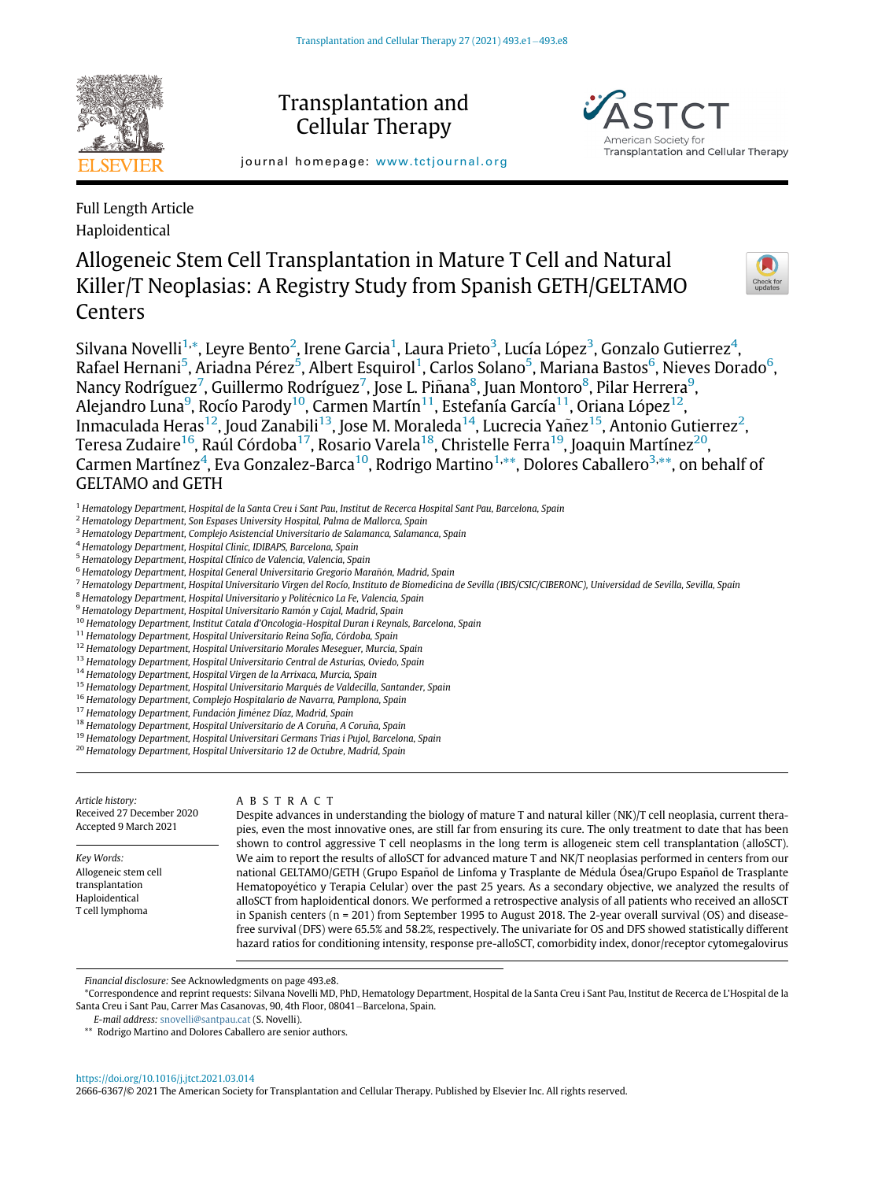Full Length Article

Haploidentical

# Allogeneic Stem Cell Transplantation in Mature T Cell and Natural Killer/T Neoplasias: A Registry Study from Spanish GETH/GELTAMO Centers

Silvana Novelli[1,*], Leyre Bento[2], Irene Garcia[1], Laura Prieto[3], Lucía López[3], Gonzalo Gutierrez[4], Rafael Hernani[5], Ariadna Pérez[5], Albert Esquirol[1], Carlos Solano[5], Mariana Bastos[6], Nieves Dorado[6], Nancy Rodríguez[7], Guillermo Rodríguez[7], Jose L. Piñana[8], Juan Montoro[8], Pilar Herrera[9], Alejandro Luna[9], Rocío Parody[10], Carmen Martín[11], Estefanía García[11], Oriana López[12], Inmaculada Heras[12], Joud Zanabili[13], Jose M. Moraleda[14], Lucrecia Yañez[15], Antonio Gutierrez[2], Teresa Zudaire[16], Raúl Córdoba[17], Rosario Varela[18], Christelle Ferra[19], Joaquin Martínez[20], Carmen Martínez[4], Eva Gonzalez-Barca[10], Rodrigo Martino[1,**], Dolores Caballero[3,**], on behalf of GELTAMO and GETH

[1] *Hematology Department, Hospital de la Santa Creu i Sant Pau, Institut de Recerca Hospital Sant Pau, Barcelona, Spain*
[2] *Hematology Department, Son Espases University Hospital, Palma de Mallorca, Spain*
[3] *Hematology Department, Complejo Asistencial Universitario de Salamanca, Salamanca, Spain*
[4] *Hematology Department, Hospital Clinic, IDIBAPS, Barcelona, Spain*
[5] *Hematology Department, Hospital Clínico de Valencia, Valencia, Spain*
[6] *Hematology Department, Hospital General Universitario Gregorio Marañón, Madrid, Spain*
[7] *Hematology Department, Hospital Universitario Virgen del Rocío, Instituto de Biomedicina de Sevilla (IBIS/CSIC/CIBERONC), Universidad de Sevilla, Sevilla, Spain*
[8] *Hematology Department, Hospital Universitario y Politécnico La Fe, Valencia, Spain*
[9] *Hematology Department, Hospital Universitario Ramón y Cajal, Madrid, Spain*
[10] *Hematology Department, Institut Catala d'Oncologia-Hospital Duran i Reynals, Barcelona, Spain*
[11] *Hematology Department, Hospital Universitario Reina Sofía, Córdoba, Spain*
[12] *Hematology Department, Hospital Universitario Morales Meseguer, Murcia, Spain*
[13] *Hematology Department, Hospital Universitario Central de Asturias, Oviedo, Spain*
[14] *Hematology Department, Hospital Virgen de la Arrixaca, Murcia, Spain*
[15] *Hematology Department, Hospital Universitario Marqués de Valdecilla, Santander, Spain*
[16] *Hematology Department, Complejo Hospitalario de Navarra, Pamplona, Spain*
[17] *Hematology Department, Fundación Jiménez Díaz, Madrid, Spain*
[18] *Hematology Department, Hospital Universitario de A Coruña, A Coruña, Spain*
[19] *Hematology Department, Hospital Universitari Germans Trias i Pujol, Barcelona, Spain*
[20] *Hematology Department, Hospital Universitario 12 de Octubre, Madrid, Spain*

*Article history:*
Received 27 December 2020
Accepted 9 March 2021

*Key Words:*
Allogeneic stem cell transplantation
Haploidentical
T cell lymphoma

## ABSTRACT

Despite advances in understanding the biology of mature T and natural killer (NK)/T cell neoplasia, current therapies, even the most innovative ones, are still far from ensuring its cure. The only treatment to date that has been shown to control aggressive T cell neoplasms in the long term is allogeneic stem cell transplantation (alloSCT). We aim to report the results of alloSCT for advanced mature T and NK/T neoplasias performed in centers from our national GELTAMO/GETH (Grupo Español de Linfoma y Trasplante de Médula Ósea/Grupo Español de Trasplante Hematopoyético y Terapia Celular) over the past 25 years. As a secondary objective, we analyzed the results of alloSCT from haploidentical donors. We performed a retrospective analysis of all patients who received an alloSCT in Spanish centers (n = 201) from September 1995 to August 2018. The 2-year overall survival (OS) and disease-free survival (DFS) were 65.5% and 58.2%, respectively. The univariate for OS and DFS showed statistically different hazard ratios for conditioning intensity, response pre-alloSCT, comorbidity index, donor/receptor cytomegalovirus

*Financial disclosure:* See Acknowledgments on page 493.e8.

*Correspondence and reprint requests: Silvana Novelli MD, PhD, Hematology Department, Hospital de la Santa Creu i Sant Pau, Institut de Recerca de L'Hospital de la Santa Creu i Sant Pau, Carrer Mas Casanovas, 90, 4th Floor, 08041−Barcelona, Spain.

*E-mail address:* snovelli@santpau.cat (S. Novelli).

** Rodrigo Martino and Dolores Caballero are senior authors.

https://doi.org/10.1016/j.jtct.2021.03.014

2666-6367/© 2021 The American Society for Transplantation and Cellular Therapy. Published by Elsevier Inc. All rights reserved.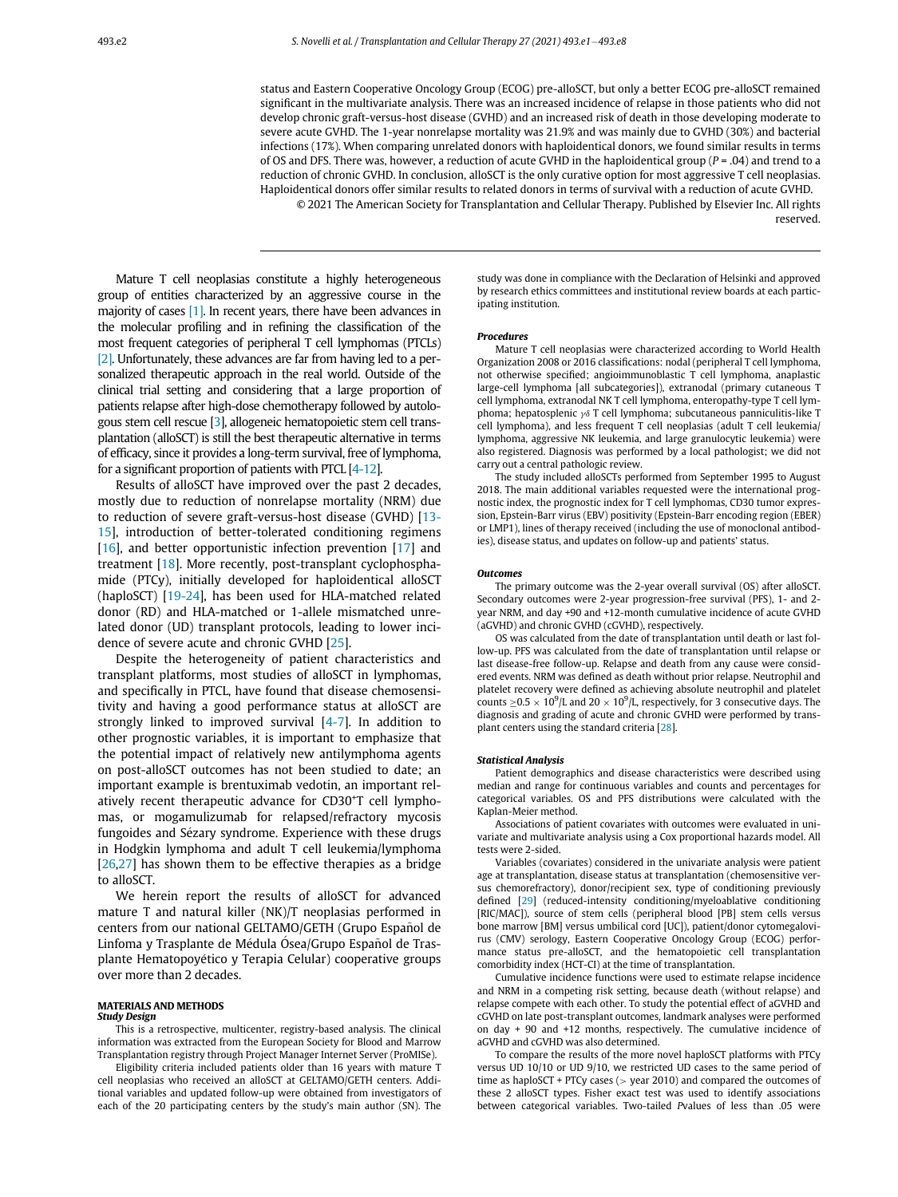status and Eastern Cooperative Oncology Group (ECOG) pre-alloSCT, but only a better ECOG pre-alloSCT remained significant in the multivariate analysis. There was an increased incidence of relapse in those patients who did not develop chronic graft-versus-host disease (GVHD) and an increased risk of death in those developing moderate to severe acute GVHD. The 1-year nonrelapse mortality was 21.9% and was mainly due to GVHD (30%) and bacterial infections (17%). When comparing unrelated donors with haploidentical donors, we found similar results in terms of OS and DFS. There was, however, a reduction of acute GVHD in the haploidentical group ($P$ = .04) and trend to a reduction of chronic GVHD. In conclusion, alloSCT is the only curative option for most aggressive T cell neoplasias. Haploidentical donors offer similar results to related donors in terms of survival with a reduction of acute GVHD.

© 2021 The American Society for Transplantation and Cellular Therapy. Published by Elsevier Inc. All rights reserved.

Mature T cell neoplasias constitute a highly heterogeneous group of entities characterized by an aggressive course in the majority of cases [1]. In recent years, there have been advances in the molecular profiling and in refining the classification of the most frequent categories of peripheral T cell lymphomas (PTCLs) [2]. Unfortunately, these advances are far from having led to a personalized therapeutic approach in the real world. Outside of the clinical trial setting and considering that a large proportion of patients relapse after high-dose chemotherapy followed by autologous stem cell rescue [3], allogeneic hematopoietic stem cell transplantation (alloSCT) is still the best therapeutic alternative in terms of efficacy, since it provides a long-term survival, free of lymphoma, for a significant proportion of patients with PTCL [4-12].

Results of alloSCT have improved over the past 2 decades, mostly due to reduction of nonrelapse mortality (NRM) due to reduction of severe graft-versus-host disease (GVHD) [13-15], introduction of better-tolerated conditioning regimens [16], and better opportunistic infection prevention [17] and treatment [18]. More recently, post-transplant cyclophosphamide (PTCy), initially developed for haploidentical alloSCT (haploSCT) [19-24], has been used for HLA-matched related donor (RD) and HLA-matched or 1-allele mismatched unrelated donor (UD) transplant protocols, leading to lower incidence of severe acute and chronic GVHD [25].

Despite the heterogeneity of patient characteristics and transplant platforms, most studies of alloSCT in lymphomas, and specifically in PTCL, have found that disease chemosensitivity and having a good performance status at alloSCT are strongly linked to improved survival [4-7]. In addition to other prognostic variables, it is important to emphasize that the potential impact of relatively new antilymphoma agents on post-alloSCT outcomes has not been studied to date; an important example is brentuximab vedotin, an important relatively recent therapeutic advance for CD30$^{+}$T cell lymphomas, or mogamulizumab for relapsed/refractory mycosis fungoides and Sézary syndrome. Experience with these drugs in Hodgkin lymphoma and adult T cell leukemia/lymphoma [26,27] has shown them to be effective therapies as a bridge to alloSCT.

We herein report the results of alloSCT for advanced mature T and natural killer (NK)/T neoplasias performed in centers from our national GELTAMO/GETH (Grupo Español de Linfoma y Trasplante de Médula Ósea/Grupo Español de Trasplante Hematopoyético y Terapia Celular) cooperative groups over more than 2 decades.

## MATERIALS AND METHODS

### Study Design

This is a retrospective, multicenter, registry-based analysis. The clinical information was extracted from the European Society for Blood and Marrow Transplantation registry through Project Manager Internet Server (ProMISe).

Eligibility criteria included patients older than 16 years with mature T cell neoplasias who received an alloSCT at GELTAMO/GETH centers. Additional variables and updated follow-up were obtained from investigators of each of the 20 participating centers by the study's main author (SN). The study was done in compliance with the Declaration of Helsinki and approved by research ethics committees and institutional review boards at each participating institution.

### Procedures

Mature T cell neoplasias were characterized according to World Health Organization 2008 or 2016 classifications: nodal (peripheral T cell lymphoma, not otherwise specified; angioimmunoblastic T cell lymphoma, anaplastic large-cell lymphoma [all subcategories]), extranodal (primary cutaneous T cell lymphoma, extranodal NK T cell lymphoma, enteropathy-type T cell lymphoma; hepatosplenic $\gamma\delta$ T cell lymphoma; subcutaneous panniculitis-like T cell lymphoma), and less frequent T cell neoplasias (adult T cell leukemia/lymphoma, aggressive NK leukemia, and large granulocytic leukemia) were also registered. Diagnosis was performed by a local pathologist; we did not carry out a central pathologic review.

The study included alloSCTs performed from September 1995 to August 2018. The main additional variables requested were the international prognostic index, the prognostic index for T cell lymphomas, CD30 tumor expression, Epstein-Barr virus (EBV) positivity (Epstein-Barr encoding region (EBER) or LMP1), lines of therapy received (including the use of monoclonal antibodies), disease status, and updates on follow-up and patients' status.

### Outcomes

The primary outcome was the 2-year overall survival (OS) after alloSCT. Secondary outcomes were 2-year progression-free survival (PFS), 1- and 2-year NRM, and day +90 and +12-month cumulative incidence of acute GVHD (aGVHD) and chronic GVHD (cGVHD), respectively.

OS was calculated from the date of transplantation until death or last follow-up. PFS was calculated from the date of transplantation until relapse or last disease-free follow-up. Relapse and death from any cause were considered events. NRM was defined as death without prior relapse. Neutrophil and platelet recovery were defined as achieving absolute neutrophil and platelet counts $\geq 0.5 \times 10^{9}$/L and $20 \times 10^{9}$/L, respectively, for 3 consecutive days. The diagnosis and grading of acute and chronic GVHD were performed by transplant centers using the standard criteria [28].

### Statistical Analysis

Patient demographics and disease characteristics were described using median and range for continuous variables and counts and percentages for categorical variables. OS and PFS distributions were calculated with the Kaplan-Meier method.

Associations of patient covariates with outcomes were evaluated in univariate and multivariate analysis using a Cox proportional hazards model. All tests were 2-sided.

Variables (covariates) considered in the univariate analysis were patient age at transplantation, disease status at transplantation (chemosensitive versus chemorefractory), donor/recipient sex, type of conditioning previously defined [29] (reduced-intensity conditioning/myeloablative conditioning [RIC/MAC]), source of stem cells (peripheral blood [PB] stem cells versus bone marrow [BM] versus umbilical cord [UC]), patient/donor cytomegalovirus (CMV) serology, Eastern Cooperative Oncology Group (ECOG) performance status pre-alloSCT, and the hematopoietic cell transplantation comorbidity index (HCT-CI) at the time of transplantation.

Cumulative incidence functions were used to estimate relapse incidence and NRM in a competing risk setting, because death (without relapse) and relapse compete with each other. To study the potential effect of aGVHD and cGVHD on late post-transplant outcomes, landmark analyses were performed on day + 90 and +12 months, respectively. The cumulative incidence of aGVHD and cGVHD was also determined.

To compare the results of the more novel haploSCT platforms with PTCy versus UD 10/10 or UD 9/10, we restricted UD cases to the same period of time as haploSCT + PTCy cases (> year 2010) and compared the outcomes of these 2 alloSCT types. Fisher exact test was used to identify associations between categorical variables. Two-tailed $P$values of less than .05 were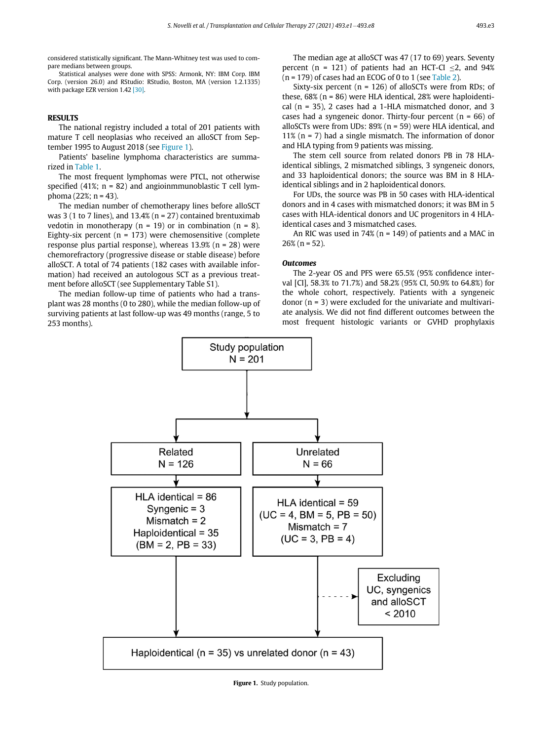considered statistically significant. The Mann-Whitney test was used to compare medians between groups.

Statistical analyses were done with SPSS: Armonk, NY: IBM Corp. IBM Corp. (version 26.0) and RStudio: RStudio, Boston, MA (version 1.2.1335) with package EZR version 1.42 [30].

## RESULTS

The national registry included a total of 201 patients with mature T cell neoplasias who received an alloSCT from September 1995 to August 2018 (see Figure 1).

Patients' baseline lymphoma characteristics are summarized in Table 1.

The most frequent lymphomas were PTCL, not otherwise specified (41%; n = 82) and angioinmmunoblastic T cell lymphoma (22%; n = 43).

The median number of chemotherapy lines before alloSCT was 3 (1 to 7 lines), and 13.4% (n = 27) contained brentuximab vedotin in monotherapy (n = 19) or in combination (n = 8). Eighty-six percent (n = 173) were chemosensitive (complete response plus partial response), whereas 13.9% (n = 28) were chemorefractory (progressive disease or stable disease) before alloSCT. A total of 74 patients (182 cases with available information) had received an autologous SCT as a previous treatment before alloSCT (see Supplementary Table S1).

The median follow-up time of patients who had a transplant was 28 months (0 to 280), while the median follow-up of surviving patients at last follow-up was 49 months (range, 5 to 253 months).

The median age at alloSCT was 47 (17 to 69) years. Seventy percent (n = 121) of patients had an HCT-CI ≤2, and 94% (n = 179) of cases had an ECOG of 0 to 1 (see Table 2).

Sixty-six percent (n = 126) of alloSCTs were from RDs; of these, 68% (n = 86) were HLA identical, 28% were haploidentical (n = 35), 2 cases had a 1-HLA mismatched donor, and 3 cases had a syngeneic donor. Thirty-four percent (n = 66) of alloSCTs were from UDs: 89% (n = 59) were HLA identical, and 11% (n = 7) had a single mismatch. The information of donor and HLA typing from 9 patients was missing.

The stem cell source from related donors PB in 78 HLA-identical siblings, 2 mismatched siblings, 3 syngeneic donors, and 33 haploidentical donors; the source was BM in 8 HLA-identical siblings and in 2 haploidentical donors.

For UDs, the source was PB in 50 cases with HLA-identical donors and in 4 cases with mismatched donors; it was BM in 5 cases with HLA-identical donors and UC progenitors in 4 HLA-identical cases and 3 mismatched cases.

An RIC was used in 74% (n = 149) of patients and a MAC in 26% (n = 52).

### Outcomes

The 2-year OS and PFS were 65.5% (95% confidence interval [CI], 58.3% to 71.7%) and 58.2% (95% CI, 50.9% to 64.8%) for the whole cohort, respectively. Patients with a syngeneic donor (n = 3) were excluded for the univariate and multivariate analysis. We did not find different outcomes between the most frequent histologic variants or GVHD prophylaxis

Study population N = 201
- Related N = 126
  - HLA identical = 86; Syngenic = 3; Mismatch = 2; Haploidentical = 35 (BM = 2, PB = 33)
- Unrelated N = 66
  - HLA identical = 59 (UC = 4, BM = 5, PB = 50); Mismatch = 7 (UC = 3, PB = 4)
  - Excluding UC, syngenics and alloSCT < 2010

Haploidentical (n = 35) vs unrelated donor (n = 43)

**Figure 1.** Study population.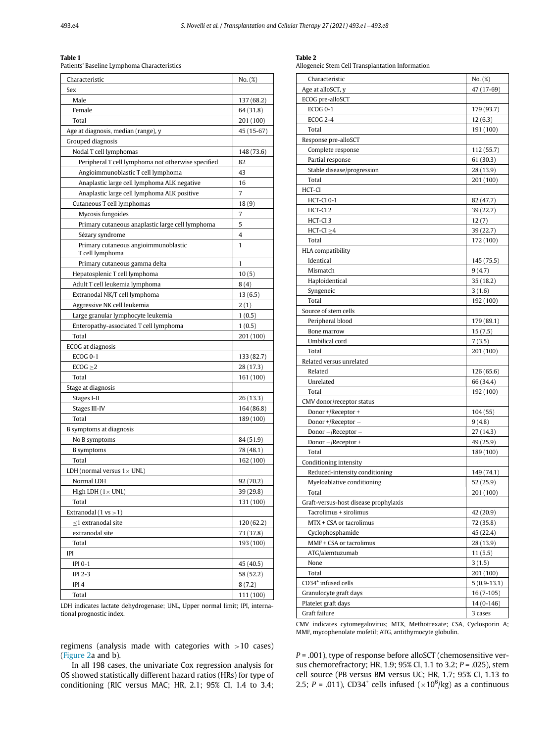**Table 1**
Patients' Baseline Lymphoma Characteristics

| Characteristic | No. (%) |
|---|---|
| Sex | |
| Male | 137 (68.2) |
| Female | 64 (31.8) |
| Total | 201 (100) |
| Age at diagnosis, median (range), y | 45 (15-67) |
| Grouped diagnosis | |
| Nodal T cell lymphomas | 148 (73.6) |
| Peripheral T cell lymphoma not otherwise specified | 82 |
| Angioimmunoblastic T cell lymphoma | 43 |
| Anaplastic large cell lymphoma ALK negative | 16 |
| Anaplastic large cell lymphoma ALK positive | 7 |
| Cutaneous T cell lymphomas | 18 (9) |
| Mycosis fungoides | 7 |
| Primary cutaneous anaplastic large cell lymphoma | 5 |
| Sézary syndrome | 4 |
| Primary cutaneous angioimmunoblastic T cell lymphoma | 1 |
| Primary cutaneous gamma delta | 1 |
| Hepatosplenic T cell lymphoma | 10 (5) |
| Adult T cell leukemia lymphoma | 8 (4) |
| Extranodal NK/T cell lymphoma | 13 (6.5) |
| Aggressive NK cell leukemia | 2 (1) |
| Large granular lymphocyte leukemia | 1 (0.5) |
| Enteropathy-associated T cell lymphoma | 1 (0.5) |
| Total | 201 (100) |
| ECOG at diagnosis | |
| ECOG 0-1 | 133 (82.7) |
| ECOG ≥2 | 28 (17.3) |
| Total | 161 (100) |
| Stage at diagnosis | |
| Stages I-II | 26 (13.3) |
| Stages III-IV | 164 (86.8) |
| Total | 189 (100) |
| B symptoms at diagnosis | |
| No B symptoms | 84 (51.9) |
| B symptoms | 78 (48.1) |
| Total | 162 (100) |
| LDH (normal versus 1× UNL) | |
| Normal LDH | 92 (70.2) |
| High LDH (1× UNL) | 39 (29.8) |
| Total | 131 (100) |
| Extranodal (1 vs >1) | |
| ≤1 extranodal site | 120 (62.2) |
| extranodal site | 73 (37.8) |
| Total | 193 (100) |
| IPI | |
| IPI 0-1 | 45 (40.5) |
| IPI 2-3 | 58 (52.2) |
| IPI 4 | 8 (7.2) |
| Total | 111 (100) |

LDH indicates lactate dehydrogenase; UNL, Upper normal limit; IPI, international prognostic index.

**Table 2**
Allogeneic Stem Cell Transplantation Information

| Characteristic | No. (%) |
|---|---|
| Age at alloSCT, y | 47 (17-69) |
| ECOG pre-alloSCT | |
| ECOG 0-1 | 179 (93.7) |
| ECOG 2-4 | 12 (6.3) |
| Total | 191 (100) |
| Response pre-alloSCT | |
| Complete response | 112 (55.7) |
| Partial response | 61 (30.3) |
| Stable disease/progression | 28 (13.9) |
| Total | 201 (100) |
| HCT-CI | |
| HCT-CI 0-1 | 82 (47.7) |
| HCT-CI 2 | 39 (22.7) |
| HCT-CI 3 | 12 (7) |
| HCT-CI ≥4 | 39 (22.7) |
| Total | 172 (100) |
| HLA compatibility | |
| Identical | 145 (75.5) |
| Mismatch | 9 (4.7) |
| Haploidentical | 35 (18.2) |
| Syngeneic | 3 (1.6) |
| Total | 192 (100) |
| Source of stem cells | |
| Peripheral blood | 179 (89.1) |
| Bone marrow | 15 (7.5) |
| Umbilical cord | 7 (3.5) |
| Total | 201 (100) |
| Related versus unrelated | |
| Related | 126 (65.6) |
| Unrelated | 66 (34.4) |
| Total | 192 (100) |
| CMV donor/receptor status | |
| Donor +/Receptor + | 104 (55) |
| Donor +/Receptor − | 9 (4.8) |
| Donor −/Receptor − | 27 (14.3) |
| Donor −/Receptor + | 49 (25.9) |
| Total | 189 (100) |
| Conditioning intensity | |
| Reduced-intensity conditioning | 149 (74.1) |
| Myeloablative conditioning | 52 (25.9) |
| Total | 201 (100) |
| Graft-versus-host disease prophylaxis | |
| Tacrolimus + sirolimus | 42 (20.9) |
| MTX + CSA or tacrolimus | 72 (35.8) |
| Cyclophosphamide | 45 (22.4) |
| MMF + CSA or tacrolimus | 28 (13.9) |
| ATG/alemtuzumab | 11 (5.5) |
| None | 3 (1.5) |
| Total | 201 (100) |
| CD34[+] infused cells | 5 (0.9-13.1) |
| Granulocyte graft days | 16 (7-105) |
| Platelet graft days | 14 (0-146) |
| Graft failure | 3 cases |

CMV indicates cytomegalovirus; MTX, Methotrexate; CSA, Cyclosporin A; MMF, mycophenolate mofetil; ATG, antithymocyte globulin.

regimens (analysis made with categories with >10 cases) (Figure 2a and b).

In all 198 cases, the univariate Cox regression analysis for OS showed statistically different hazard ratios (HRs) for type of conditioning (RIC versus MAC; HR, 2.1; 95% CI, 1.4 to 3.4; $P$ = .001), type of response before alloSCT (chemosensitive versus chemorefractory; HR, 1.9; 95% CI, 1.1 to 3.2; $P$ = .025), stem cell source (PB versus BM versus UC; HR, 1.7; 95% CI, 1.13 to 2.5; $P$ = .011), CD34[+] cells infused ($\times 10^6$/kg) as a continuous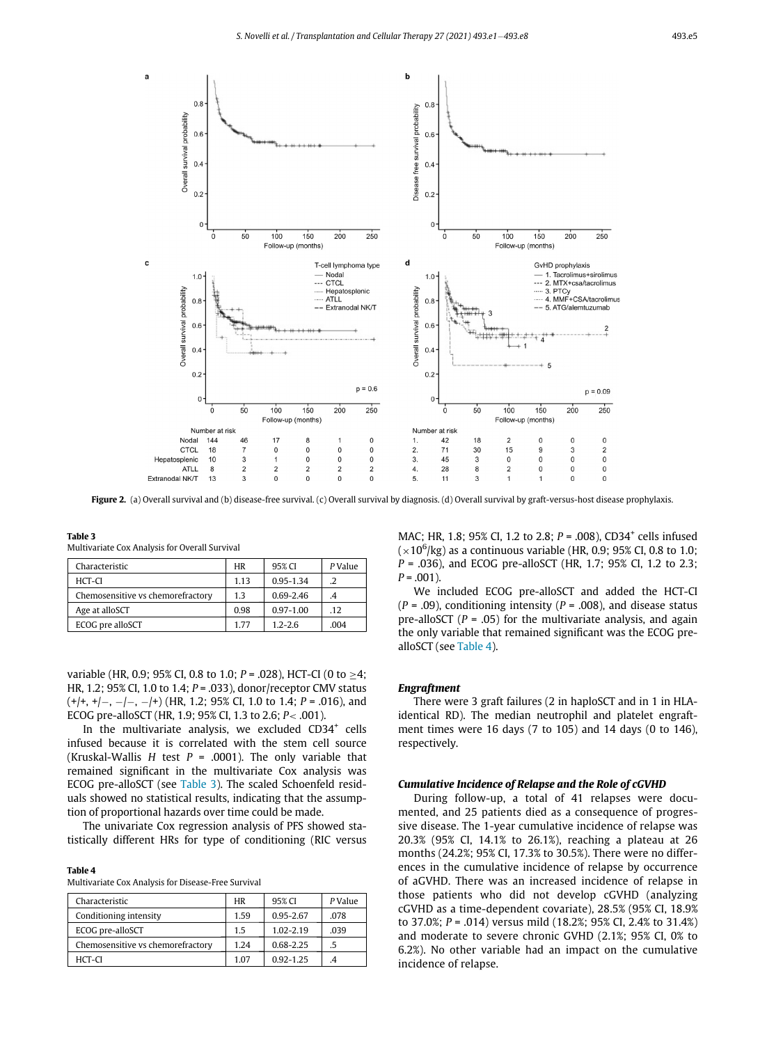**Figure 2.** (a) Overall survival and (b) disease-free survival. (c) Overall survival by diagnosis. (d) Overall survival by graft-versus-host disease prophylaxis.

**Table 3**
Multivariate Cox Analysis for Overall Survival

| Characteristic | HR | 95% CI | P Value |
|---|---|---|---|
| HCT-CI | 1.13 | 0.95-1.34 | .2 |
| Chemosensitive vs chemorefractory | 1.3 | 0.69-2.46 | .4 |
| Age at alloSCT | 0.98 | 0.97-1.00 | .12 |
| ECOG pre alloSCT | 1.77 | 1.2-2.6 | .004 |

variable (HR, 0.9; 95% CI, 0.8 to 1.0; *P* = .028), HCT-CI (0 to ≥4; HR, 1.2; 95% CI, 1.0 to 1.4; *P* = .033), donor/receptor CMV status (+/+, +/−, −/−, −/+) (HR, 1.2; 95% CI, 1.0 to 1.4; *P* = .016), and ECOG pre-alloSCT (HR, 1.9; 95% CI, 1.3 to 2.6; *P* < .001).

In the multivariate analysis, we excluded $CD34^+$ cells infused because it is correlated with the stem cell source (Kruskal-Wallis *H* test *P* = .0001). The only variable that remained significant in the multivariate Cox analysis was ECOG pre-alloSCT (see Table 3). The scaled Schoenfeld residuals showed no statistical results, indicating that the assumption of proportional hazards over time could be made.

The univariate Cox regression analysis of PFS showed statistically different HRs for type of conditioning (RIC versus MAC; HR, 1.8; 95% CI, 1.2 to 2.8; *P* = .008), $CD34^+$ cells infused ($\times 10^6$/kg) as a continuous variable (HR, 0.9; 95% CI, 0.8 to 1.0; *P* = .036), and ECOG pre-alloSCT (HR, 1.7; 95% CI, 1.2 to 2.3; *P* = .001).

We included ECOG pre-alloSCT and added the HCT-CI (*P* = .09), conditioning intensity (*P* = .008), and disease status pre-alloSCT (*P* = .05) for the multivariate analysis, and again the only variable that remained significant was the ECOG pre-alloSCT (see Table 4).

**Table 4**
Multivariate Cox Analysis for Disease-Free Survival

| Characteristic | HR | 95% CI | P Value |
|---|---|---|---|
| Conditioning intensity | 1.59 | 0.95-2.67 | .078 |
| ECOG pre-alloSCT | 1.5 | 1.02-2.19 | .039 |
| Chemosensitive vs chemorefractory | 1.24 | 0.68-2.25 | .5 |
| HCT-CI | 1.07 | 0.92-1.25 | .4 |

### *Engraftment*

There were 3 graft failures (2 in haploSCT and in 1 in HLA-identical RD). The median neutrophil and platelet engraftment times were 16 days (7 to 105) and 14 days (0 to 146), respectively.

### *Cumulative Incidence of Relapse and the Role of cGVHD*

During follow-up, a total of 41 relapses were documented, and 25 patients died as a consequence of progressive disease. The 1-year cumulative incidence of relapse was 20.3% (95% CI, 14.1% to 26.1%), reaching a plateau at 26 months (24.2%; 95% CI, 17.3% to 30.5%). There were no differences in the cumulative incidence of relapse by occurrence of aGVHD. There was an increased incidence of relapse in those patients who did not develop cGVHD (analyzing cGVHD as a time-dependent covariate), 28.5% (95% CI, 18.9% to 37.0%; *P* = .014) versus mild (18.2%; 95% CI, 2.4% to 31.4%) and moderate to severe chronic GVHD (2.1%; 95% CI, 0% to 6.2%). No other variable had an impact on the cumulative incidence of relapse.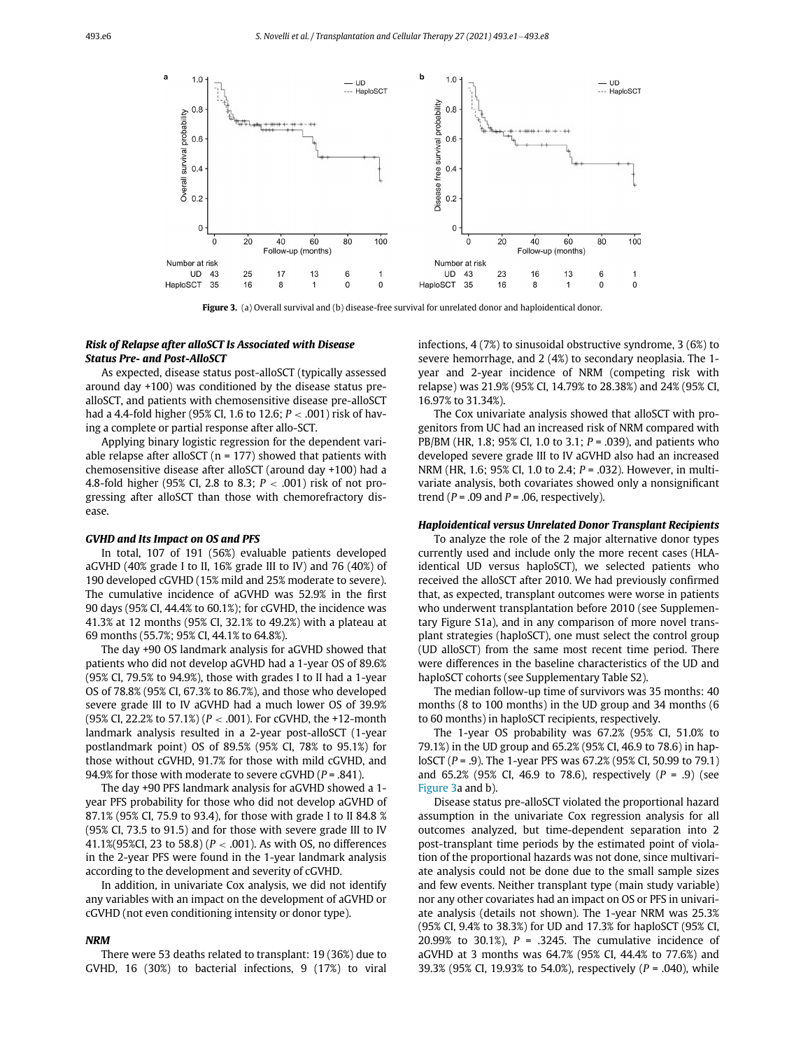Figure 3. (a) Overall survival and (b) disease-free survival for unrelated donor and haploidentical donor.

### Risk of Relapse after alloSCT Is Associated with Disease Status Pre- and Post-AlloSCT

As expected, disease status post-alloSCT (typically assessed around day +100) was conditioned by the disease status pre-alloSCT, and patients with chemosensitive disease pre-alloSCT had a 4.4-fold higher (95% CI, 1.6 to 12.6; $P < .001$) risk of having a complete or partial response after allo-SCT.

Applying binary logistic regression for the dependent variable relapse after alloSCT (n = 177) showed that patients with chemosensitive disease after alloSCT (around day +100) had a 4.8-fold higher (95% CI, 2.8 to 8.3; $P < .001$) risk of not progressing after alloSCT than those with chemorefractory disease.

### GVHD and Its Impact on OS and PFS

In total, 107 of 191 (56%) evaluable patients developed aGVHD (40% grade I to II, 16% grade III to IV) and 76 (40%) of 190 developed cGVHD (15% mild and 25% moderate to severe). The cumulative incidence of aGVHD was 52.9% in the first 90 days (95% CI, 44.4% to 60.1%); for cGVHD, the incidence was 41.3% at 12 months (95% CI, 32.1% to 49.2%) with a plateau at 69 months (55.7%; 95% CI, 44.1% to 64.8%).

The day +90 OS landmark analysis for aGVHD showed that patients who did not develop aGVHD had a 1-year OS of 89.6% (95% CI, 79.5% to 94.9%), those with grades I to II had a 1-year OS of 78.8% (95% CI, 67.3% to 86.7%), and those who developed severe grade III to IV aGVHD had a much lower OS of 39.9% (95% CI, 22.2% to 57.1%) ($P < .001$). For cGVHD, the +12-month landmark analysis resulted in a 2-year post-alloSCT (1-year postlandmark point) OS of 89.5% (95% CI, 78% to 95.1%) for those without cGVHD, 91.7% for those with mild cGVHD, and 94.9% for those with moderate to severe cGVHD ($P = .841$).

The day +90 PFS landmark analysis for aGVHD showed a 1-year PFS probability for those who did not develop aGVHD of 87.1% (95% CI, 75.9 to 93.4), for those with grade I to II 84.8 % (95% CI, 73.5 to 91.5) and for those with severe grade III to IV 41.1%(95%CI, 23 to 58.8) ($P < .001$). As with OS, no differences in the 2-year PFS were found in the 1-year landmark analysis according to the development and severity of cGVHD.

In addition, in univariate Cox analysis, we did not identify any variables with an impact on the development of aGVHD or cGVHD (not even conditioning intensity or donor type).

### NRM

There were 53 deaths related to transplant: 19 (36%) due to GVHD, 16 (30%) to bacterial infections, 9 (17%) to viral infections, 4 (7%) to sinusoidal obstructive syndrome, 3 (6%) to severe hemorrhage, and 2 (4%) to secondary neoplasia. The 1-year and 2-year incidence of NRM (competing risk with relapse) was 21.9% (95% CI, 14.79% to 28.38%) and 24% (95% CI, 16.97% to 31.34%).

The Cox univariate analysis showed that alloSCT with progenitors from UC had an increased risk of NRM compared with PB/BM (HR, 1.8; 95% CI, 1.0 to 3.1; $P = .039$), and patients who developed severe grade III to IV aGVHD also had an increased NRM (HR, 1.6; 95% CI, 1.0 to 2.4; $P = .032$). However, in multivariate analysis, both covariates showed only a nonsignificant trend ($P = .09$ and $P = .06$, respectively).

### Haploidentical versus Unrelated Donor Transplant Recipients

To analyze the role of the 2 major alternative donor types currently used and include only the more recent cases (HLA-identical UD versus haploSCT), we selected patients who received the alloSCT after 2010. We had previously confirmed that, as expected, transplant outcomes were worse in patients who underwent transplantation before 2010 (see Supplementary Figure S1a), and in any comparison of more novel transplant strategies (haploSCT), one must select the control group (UD alloSCT) from the same most recent time period. There were differences in the baseline characteristics of the UD and haploSCT cohorts (see Supplementary Table S2).

The median follow-up time of survivors was 35 months: 40 months (8 to 100 months) in the UD group and 34 months (6 to 60 months) in haploSCT recipients, respectively.

The 1-year OS probability was 67.2% (95% CI, 51.0% to 79.1%) in the UD group and 65.2% (95% CI, 46.9 to 78.6) in haploSCT ($P = .9$). The 1-year PFS was 67.2% (95% CI, 50.99 to 79.1) and 65.2% (95% CI, 46.9 to 78.6), respectively ($P = .9$) (see Figure 3a and b).

Disease status pre-alloSCT violated the proportional hazard assumption in the univariate Cox regression analysis for all outcomes analyzed, but time-dependent separation into 2 post-transplant time periods by the estimated point of violation of the proportional hazards was not done, since multivariate analysis could not be done due to the small sample sizes and few events. Neither transplant type (main study variable) nor any other covariates had an impact on OS or PFS in univariate analysis (details not shown). The 1-year NRM was 25.3% (95% CI, 9.4% to 38.3%) for UD and 17.3% for haploSCT (95% CI, 20.99% to 30.1%), $P = .3245$. The cumulative incidence of aGVHD at 3 months was 64.7% (95% CI, 44.4% to 77.6%) and 39.3% (95% CI, 19.93% to 54.0%), respectively ($P = .040$), while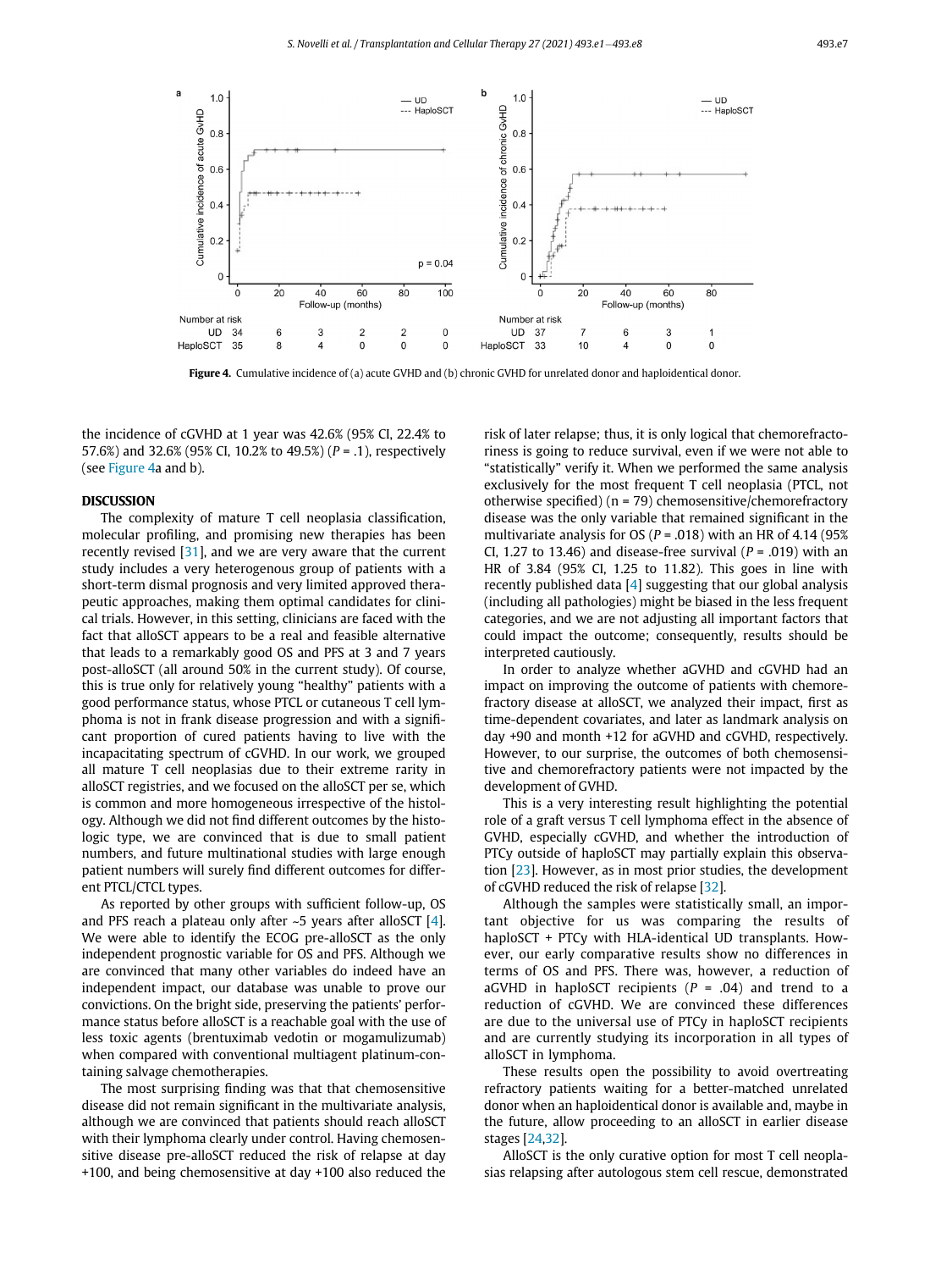**Figure 4.** Cumulative incidence of (a) acute GVHD and (b) chronic GVHD for unrelated donor and haploidentical donor.

the incidence of cGVHD at 1 year was 42.6% (95% CI, 22.4% to 57.6%) and 32.6% (95% CI, 10.2% to 49.5%) ($P$ = .1), respectively (see Figure 4a and b).

## DISCUSSION

The complexity of mature T cell neoplasia classification, molecular profiling, and promising new therapies has been recently revised [31], and we are very aware that the current study includes a very heterogenous group of patients with a short-term dismal prognosis and very limited approved therapeutic approaches, making them optimal candidates for clinical trials. However, in this setting, clinicians are faced with the fact that alloSCT appears to be a real and feasible alternative that leads to a remarkably good OS and PFS at 3 and 7 years post-alloSCT (all around 50% in the current study). Of course, this is true only for relatively young "healthy" patients with a good performance status, whose PTCL or cutaneous T cell lymphoma is not in frank disease progression and with a significant proportion of cured patients having to live with the incapacitating spectrum of cGVHD. In our work, we grouped all mature T cell neoplasias due to their extreme rarity in alloSCT registries, and we focused on the alloSCT per se, which is common and more homogeneous irrespective of the histology. Although we did not find different outcomes by the histologic type, we are convinced that is due to small patient numbers, and future multinational studies with large enough patient numbers will surely find different outcomes for different PTCL/CTCL types.

As reported by other groups with sufficient follow-up, OS and PFS reach a plateau only after ~5 years after alloSCT [4]. We were able to identify the ECOG pre-alloSCT as the only independent prognostic variable for OS and PFS. Although we are convinced that many other variables do indeed have an independent impact, our database was unable to prove our convictions. On the bright side, preserving the patients' performance status before alloSCT is a reachable goal with the use of less toxic agents (brentuximab vedotin or mogamulizumab) when compared with conventional multiagent platinum-containing salvage chemotherapies.

The most surprising finding was that that chemosensitive disease did not remain significant in the multivariate analysis, although we are convinced that patients should reach alloSCT with their lymphoma clearly under control. Having chemosensitive disease pre-alloSCT reduced the risk of relapse at day +100, and being chemosensitive at day +100 also reduced the risk of later relapse; thus, it is only logical that chemorefractoriness is going to reduce survival, even if we were not able to "statistically" verify it. When we performed the same analysis exclusively for the most frequent T cell neoplasia (PTCL, not otherwise specified) (n = 79) chemosensitive/chemorefractory disease was the only variable that remained significant in the multivariate analysis for OS ($P$ = .018) with an HR of 4.14 (95% CI, 1.27 to 13.46) and disease-free survival ($P$ = .019) with an HR of 3.84 (95% CI, 1.25 to 11.82). This goes in line with recently published data [4] suggesting that our global analysis (including all pathologies) might be biased in the less frequent categories, and we are not adjusting all important factors that could impact the outcome; consequently, results should be interpreted cautiously.

In order to analyze whether aGVHD and cGVHD had an impact on improving the outcome of patients with chemorefractory disease at alloSCT, we analyzed their impact, first as time-dependent covariates, and later as landmark analysis on day +90 and month +12 for aGVHD and cGVHD, respectively. However, to our surprise, the outcomes of both chemosensitive and chemorefractory patients were not impacted by the development of GVHD.

This is a very interesting result highlighting the potential role of a graft versus T cell lymphoma effect in the absence of GVHD, especially cGVHD, and whether the introduction of PTCy outside of haploSCT may partially explain this observation [23]. However, as in most prior studies, the development of cGVHD reduced the risk of relapse [32].

Although the samples were statistically small, an important objective for us was comparing the results of haploSCT + PTCy with HLA-identical UD transplants. However, our early comparative results show no differences in terms of OS and PFS. There was, however, a reduction of aGVHD in haploSCT recipients ($P$ = .04) and trend to a reduction of cGVHD. We are convinced these differences are due to the universal use of PTCy in haploSCT recipients and are currently studying its incorporation in all types of alloSCT in lymphoma.

These results open the possibility to avoid overtreating refractory patients waiting for a better-matched unrelated donor when an haploidentical donor is available and, maybe in the future, allow proceeding to an alloSCT in earlier disease stages [24,32].

AlloSCT is the only curative option for most T cell neoplasias relapsing after autologous stem cell rescue, demonstrated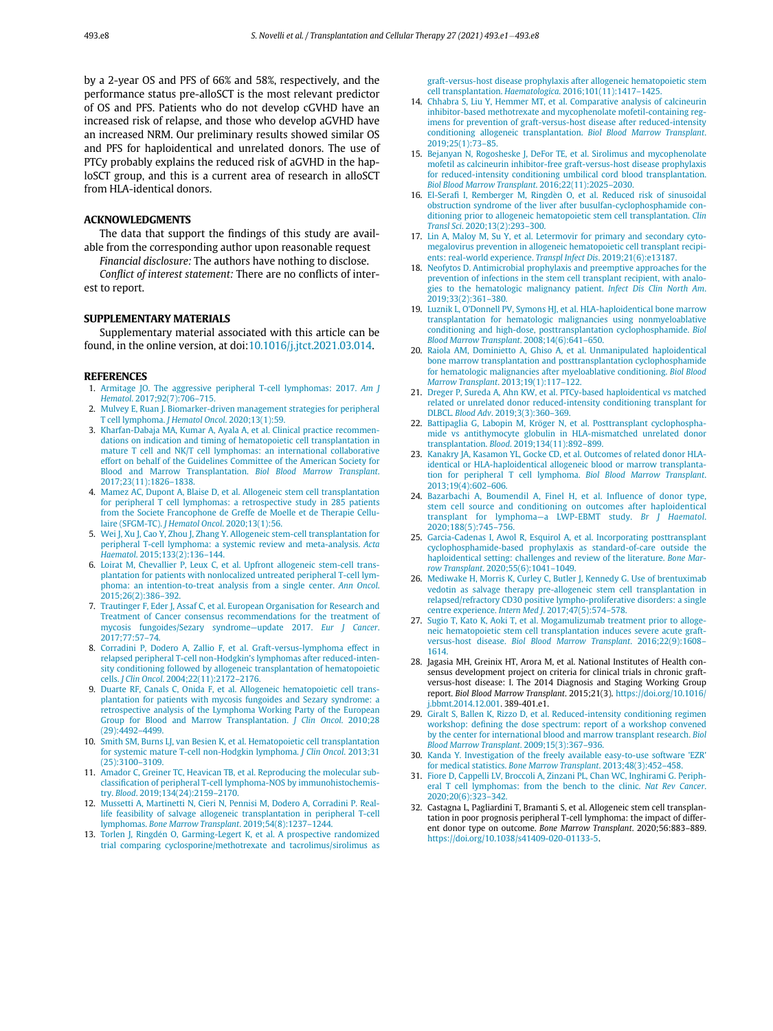by a 2-year OS and PFS of 66% and 58%, respectively, and the performance status pre-alloSCT is the most relevant predictor of OS and PFS. Patients who do not develop cGVHD have an increased risk of relapse, and those who develop aGVHD have an increased NRM. Our preliminary results showed similar OS and PFS for haploidentical and unrelated donors. The use of PTCy probably explains the reduced risk of aGVHD in the haploSCT group, and this is a current area of research in alloSCT from HLA-identical donors.

## ACKNOWLEDGMENTS

The data that support the findings of this study are available from the corresponding author upon reasonable request

*Financial disclosure:* The authors have nothing to disclose.

*Conflict of interest statement:* There are no conflicts of interest to report.

## SUPPLEMENTARY MATERIALS

Supplementary material associated with this article can be found, in the online version, at doi:10.1016/j.jtct.2021.03.014.

## REFERENCES

1. Armitage JO. The aggressive peripheral T-cell lymphomas: 2017. *Am J Hematol*. 2017;92(7):706–715.
2. Mulvey E, Ruan J. Biomarker-driven management strategies for peripheral T cell lymphoma. *J Hematol Oncol*. 2020;13(1):59.
3. Kharfan-Dabaja MA, Kumar A, Ayala A, et al. Clinical practice recommendations on indication and timing of hematopoietic cell transplantation in mature T cell and NK/T cell lymphomas: an international collaborative effort on behalf of the Guidelines Committee of the American Society for Blood and Marrow Transplantation. *Biol Blood Marrow Transplant*. 2017;23(11):1826–1838.
4. Mamez AC, Dupont A, Blaise D, et al. Allogeneic stem cell transplantation for peripheral T cell lymphomas: a retrospective study in 285 patients from the Societe Francophone de Greffe de Moelle et de Therapie Cellulaire (SFGM-TC). *J Hematol Oncol*. 2020;13(1):56.
5. Wei J, Xu J, Cao Y, Zhou J, Zhang Y. Allogeneic stem-cell transplantation for peripheral T-cell lymphoma: a systemic review and meta-analysis. *Acta Haematol*. 2015;133(2):136–144.
6. Loirat M, Chevallier P, Leux C, et al. Upfront allogeneic stem-cell transplantation for patients with nonlocalized untreated peripheral T-cell lymphoma: an intention-to-treat analysis from a single center. *Ann Oncol*. 2015;26(2):386–392.
7. Trautinger F, Eder J, Assaf C, et al. European Organisation for Research and Treatment of Cancer consensus recommendations for the treatment of mycosis fungoides/Sezary syndrome—update 2017. *Eur J Cancer*. 2017;77:57–74.
8. Corradini P, Dodero A, Zallio F, et al. Graft-versus-lymphoma effect in relapsed peripheral T-cell non-Hodgkin's lymphomas after reduced-intensity conditioning followed by allogeneic transplantation of hematopoietic cells. *J Clin Oncol*. 2004;22(11):2172–2176.
9. Duarte RF, Canals C, Onida F, et al. Allogeneic hematopoietic cell transplantation for patients with mycosis fungoides and Sezary syndrome: a retrospective analysis of the Lymphoma Working Party of the European Group for Blood and Marrow Transplantation. *J Clin Oncol*. 2010;28(29):4492–4499.
10. Smith SM, Burns LJ, van Besien K, et al. Hematopoietic cell transplantation for systemic mature T-cell non-Hodgkin lymphoma. *J Clin Oncol*. 2013;31(25):3100–3109.
11. Amador C, Greiner TC, Heavican TB, et al. Reproducing the molecular subclassification of peripheral T-cell lymphoma-NOS by immunohistochemistry. *Blood*. 2019;134(24):2159–2170.
12. Mussetti A, Martinetti N, Cieri N, Pennisi M, Dodero A, Corradini P. Real-life feasibility of salvage allogeneic transplantation in peripheral T-cell lymphomas. *Bone Marrow Transplant*. 2019;54(8):1237–1244.
13. Torlen J, Ringdén O, Garming-Legert K, et al. A prospective randomized trial comparing cyclosporine/methotrexate and tacrolimus/sirolimus as graft-versus-host disease prophylaxis after allogeneic hematopoietic stem cell transplantation. *Haematologica*. 2016;101(11):1417–1425.
14. Chhabra S, Liu Y, Hemmer MT, et al. Comparative analysis of calcineurin inhibitor-based methotrexate and mycophenolate mofetil-containing regimens for prevention of graft-versus-host disease after reduced-intensity conditioning allogeneic transplantation. *Biol Blood Marrow Transplant*. 2019;25(1):73–85.
15. Bejanyan N, Rogosheske J, DeFor TE, et al. Sirolimus and mycophenolate mofetil as calcineurin inhibitor-free graft-versus-host disease prophylaxis for reduced-intensity conditioning umbilical cord blood transplantation. *Biol Blood Marrow Transplant*. 2016;22(11):2025–2030.
16. El-Serafi I, Remberger M, Ringdèn O, et al. Reduced risk of sinusoidal obstruction syndrome of the liver after busulfan-cyclophosphamide conditioning prior to allogeneic hematopoietic stem cell transplantation. *Clin Transl Sci*. 2020;13(2):293–300.
17. Lin A, Maloy M, Su Y, et al. Letermovir for primary and secondary cytomegalovirus prevention in allogeneic hematopoietic cell transplant recipients: real-world experience. *Transpl Infect Dis*. 2019;21(6):e13187.
18. Neofytos D. Antimicrobial prophylaxis and preemptive approaches for the prevention of infections in the stem cell transplant recipient, with analogies to the hematologic malignancy patient. *Infect Dis Clin North Am*. 2019;33(2):361–380.
19. Luznik L, O'Donnell PV, Symons HJ, et al. HLA-haploidentical bone marrow transplantation for hematologic malignancies using nonmyeloablative conditioning and high-dose, posttransplantation cyclophosphamide. *Biol Blood Marrow Transplant*. 2008;14(6):641–650.
20. Raiola AM, Dominietto A, Ghiso A, et al. Unmanipulated haploidentical bone marrow transplantation and posttransplantation cyclophosphamide for hematologic malignancies after myeloablative conditioning. *Biol Blood Marrow Transplant*. 2013;19(1):117–122.
21. Dreger P, Sureda A, Ahn KW, et al. PTCy-based haploidentical vs matched related or unrelated donor reduced-intensity conditioning transplant for DLBCL. *Blood Adv*. 2019;3(3):360–369.
22. Battipaglia G, Labopin M, Kröger N, et al. Posttransplant cyclophosphamide vs antithymocyte globulin in HLA-mismatched unrelated donor transplantation. *Blood*. 2019;134(11):892–899.
23. Kanakry JA, Kasamon YL, Gocke CD, et al. Outcomes of related donor HLA-identical or HLA-haploidentical allogeneic blood or marrow transplantation for peripheral T cell lymphoma. *Biol Blood Marrow Transplant*. 2013;19(4):602–606.
24. Bazarbachi A, Boumendil A, Finel H, et al. Influence of donor type, stem cell source and conditioning on outcomes after haploidentical transplant for lymphoma—a LWP-EBMT study. *Br J Haematol*. 2020;188(5):745–756.
25. Garcia-Cadenas I, Awol R, Esquirol A, et al. Incorporating posttransplant cyclophosphamide-based prophylaxis as standard-of-care outside the haploidentical setting: challenges and review of the literature. *Bone Marrow Transplant*. 2020;55(6):1041–1049.
26. Mediwake H, Morris K, Curley C, Butler J, Kennedy G. Use of brentuximab vedotin as salvage therapy pre-allogeneic stem cell transplantation in relapsed/refractory CD30 positive lympho-proliferative disorders: a single centre experience. *Intern Med J*. 2017;47(5):574–578.
27. Sugio T, Kato K, Aoki T, et al. Mogamulizumab treatment prior to allogeneic hematopoietic stem cell transplantation induces severe acute graft-versus-host disease. *Biol Blood Marrow Transplant*. 2016;22(9):1608–1614.
28. Jagasia MH, Greinix HT, Arora M, et al. National Institutes of Health consensus development project on criteria for clinical trials in chronic graft-versus-host disease: I. The 2014 Diagnosis and Staging Working Group report. *Biol Blood Marrow Transplant*. 2015;21(3). https://doi.org/10.1016/j.bbmt.2014.12.001. 389-401.e1.
29. Giralt S, Ballen K, Rizzo D, et al. Reduced-intensity conditioning regimen workshop: defining the dose spectrum: report of a workshop convened by the center for international blood and marrow transplant research. *Biol Blood Marrow Transplant*. 2009;15(3):367–936.
30. Kanda Y. Investigation of the freely available easy-to-use software 'EZR' for medical statistics. *Bone Marrow Transplant*. 2013;48(3):452–458.
31. Fiore D, Cappelli LV, Broccoli A, Zinzani PL, Chan WC, Inghirami G. Peripheral T cell lymphomas: from the bench to the clinic. *Nat Rev Cancer*. 2020;20(6):323–342.
32. Castagna L, Pagliardini T, Bramanti S, et al. Allogeneic stem cell transplantation in poor prognosis peripheral T-cell lymphoma: the impact of different donor type on outcome. *Bone Marrow Transplant*. 2020;56:883–889. https://doi.org/10.1038/s41409-020-01133-5.